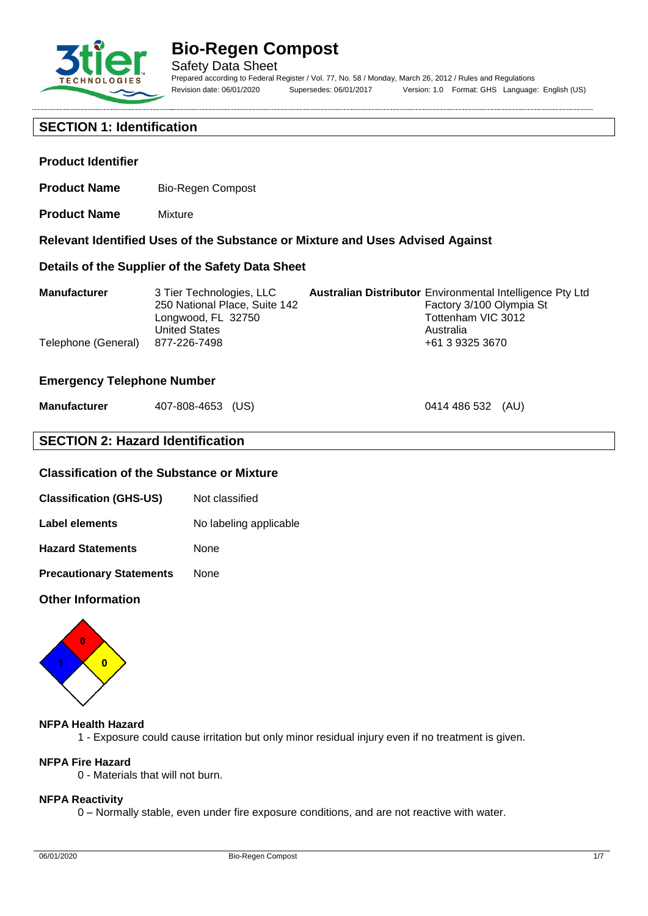# Bio-Regen Compost

Safety Data Sheet

Prepared according to Federal Register / Vol. 77, No. 58 / Monday, March 26, 2012 / Rules and Regulations

Revision date: 06/01/2020 Supersedes: 06/01/2017 Version: 1.0 Format: GHS Language: English (US)

## SECTION 1: Identification

### Product Identifier

**Product Name** Bio-Regen Compost

**Product Name** Mixture

### Relevant Identified Uses of the Substance or Mixture and Uses Advised Against

### Details of the Supplier of the Safety Data Sheet

| | | | |
|---|---|---|---|
| **Manufacturer** | 3 Tier Technologies, LLC<br>250 National Place, Suite 142<br>Longwood, FL 32750<br>United States | **Australian Distributor** | Environmental Intelligence Pty Ltd<br>Factory 3/100 Olympia St<br>Tottenham VIC 3012<br>Australia |
| Telephone (General) | 877-226-7498 | | +61 3 9325 3670 |

### Emergency Telephone Number

**Manufacturer** 407-808-4653 (US) 0414 486 532 (AU)

## SECTION 2: Hazard Identification

### Classification of the Substance or Mixture

**Classification (GHS-US)** Not classified

**Label elements** No labeling applicable

**Hazard Statements** None

**Precautionary Statements** None

### Other Information

**NFPA Health Hazard**

1 - Exposure could cause irritation but only minor residual injury even if no treatment is given.

**NFPA Fire Hazard**

0 - Materials that will not burn.

**NFPA Reactivity**

0 – Normally stable, even under fire exposure conditions, and are not reactive with water.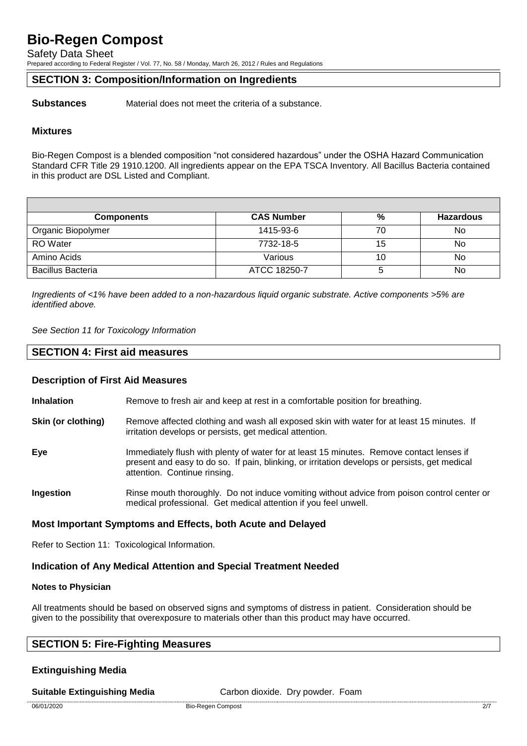## SECTION 3: Composition/Information on Ingredients

**Substances** Material does not meet the criteria of a substance.

### Mixtures

Bio-Regen Compost is a blended composition "not considered hazardous" under the OSHA Hazard Communication Standard CFR Title 29 1910.1200. All ingredients appear on the EPA TSCA Inventory. All Bacillus Bacteria contained in this product are DSL Listed and Compliant.

| Components | CAS Number | % | Hazardous |
|---|---|---|---|
| Organic Biopolymer | 1415-93-6 | 70 | No |
| RO Water | 7732-18-5 | 15 | No |
| Amino Acids | Various | 10 | No |
| Bacillus Bacteria | ATCC 18250-7 | 5 | No |

*Ingredients of <1% have been added to a non-hazardous liquid organic substrate. Active components >5% are identified above.*

*See Section 11 for Toxicology Information*

## SECTION 4: First aid measures

### Description of First Aid Measures

**Inhalation** Remove to fresh air and keep at rest in a comfortable position for breathing.

**Skin (or clothing)** Remove affected clothing and wash all exposed skin with water for at least 15 minutes. If irritation develops or persists, get medical attention.

**Eye** Immediately flush with plenty of water for at least 15 minutes. Remove contact lenses if present and easy to do so. If pain, blinking, or irritation develops or persists, get medical attention. Continue rinsing.

**Ingestion** Rinse mouth thoroughly. Do not induce vomiting without advice from poison control center or medical professional. Get medical attention if you feel unwell.

### Most Important Symptoms and Effects, both Acute and Delayed

Refer to Section 11: Toxicological Information.

### Indication of Any Medical Attention and Special Treatment Needed

**Notes to Physician**

All treatments should be based on observed signs and symptoms of distress in patient. Consideration should be given to the possibility that overexposure to materials other than this product may have occurred.

## SECTION 5: Fire-Fighting Measures

### Extinguishing Media

**Suitable Extinguishing Media** Carbon dioxide. Dry powder. Foam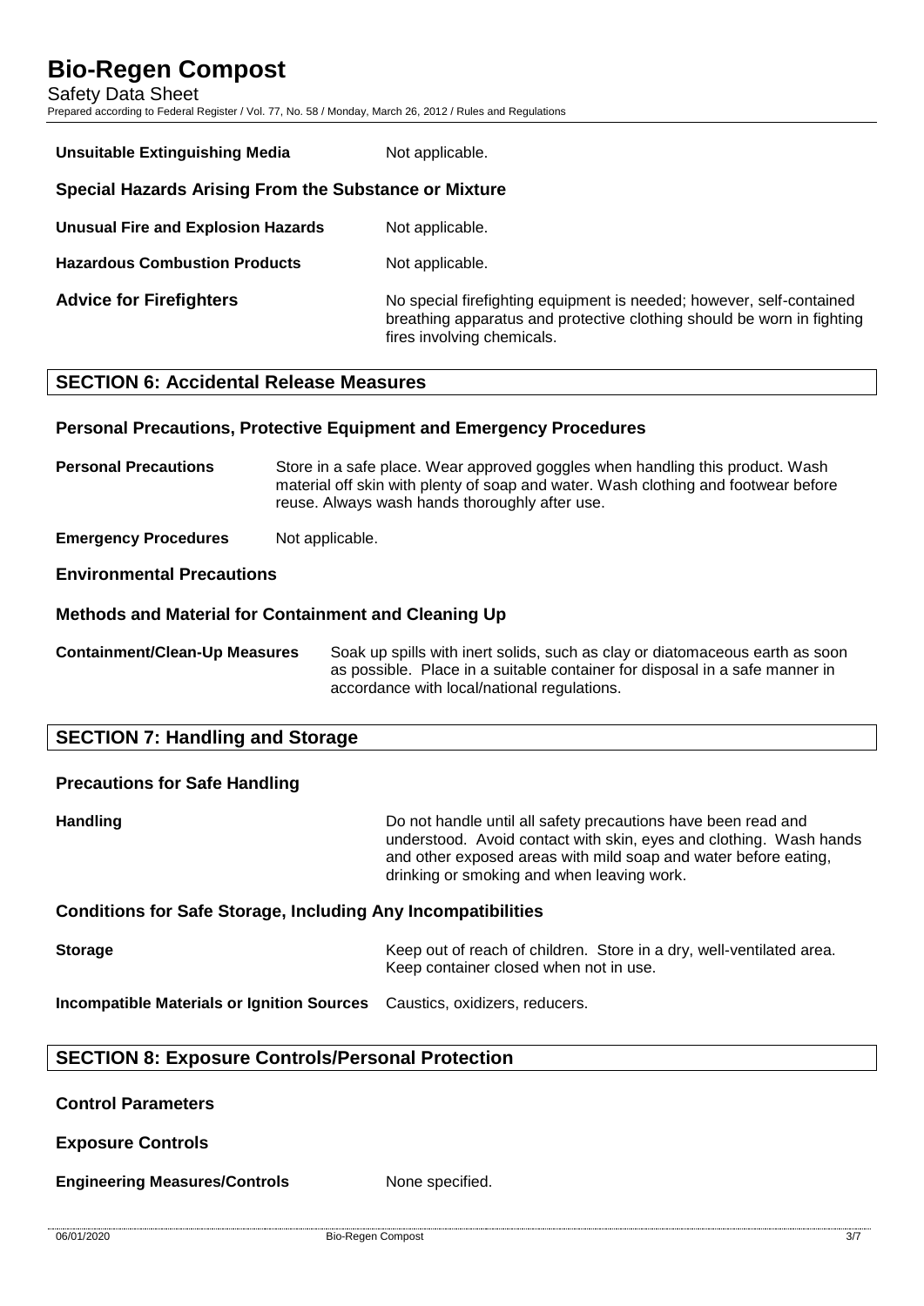**Unsuitable Extinguishing Media** Not applicable.

### Special Hazards Arising From the Substance or Mixture

**Unusual Fire and Explosion Hazards** Not applicable.

**Hazardous Combustion Products** Not applicable.

**Advice for Firefighters** No special firefighting equipment is needed; however, self-contained breathing apparatus and protective clothing should be worn in fighting fires involving chemicals.

## SECTION 6: Accidental Release Measures

### Personal Precautions, Protective Equipment and Emergency Procedures

**Personal Precautions** Store in a safe place. Wear approved goggles when handling this product. Wash material off skin with plenty of soap and water. Wash clothing and footwear before reuse. Always wash hands thoroughly after use.

**Emergency Procedures** Not applicable.

### Environmental Precautions

### Methods and Material for Containment and Cleaning Up

**Containment/Clean-Up Measures** Soak up spills with inert solids, such as clay or diatomaceous earth as soon as possible. Place in a suitable container for disposal in a safe manner in accordance with local/national regulations.

## SECTION 7: Handling and Storage

### Precautions for Safe Handling

**Handling** Do not handle until all safety precautions have been read and understood. Avoid contact with skin, eyes and clothing. Wash hands and other exposed areas with mild soap and water before eating, drinking or smoking and when leaving work.

### Conditions for Safe Storage, Including Any Incompatibilities

**Storage** Keep out of reach of children. Store in a dry, well-ventilated area. Keep container closed when not in use.

**Incompatible Materials or Ignition Sources** Caustics, oxidizers, reducers.

## SECTION 8: Exposure Controls/Personal Protection

### Control Parameters

### Exposure Controls

**Engineering Measures/Controls** None specified.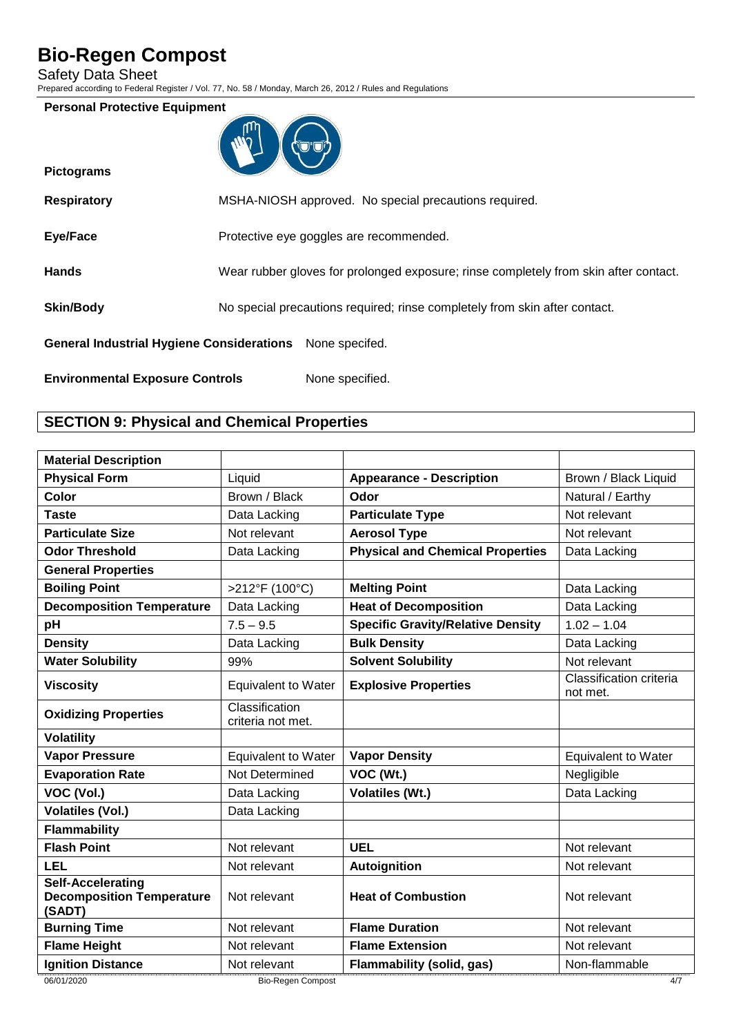**Personal Protective Equipment**

**Pictograms**

**Respiratory** MSHA-NIOSH approved. No special precautions required.

**Eye/Face** Protective eye goggles are recommended.

**Hands** Wear rubber gloves for prolonged exposure; rinse completely from skin after contact.

**Skin/Body** No special precautions required; rinse completely from skin after contact.

**General Industrial Hygiene Considerations** None specifed.

**Environmental Exposure Controls** None specified.

## SECTION 9: Physical and Chemical Properties

| **Material Description** | | | |
|---|---|---|---|
| **Physical Form** | Liquid | **Appearance - Description** | Brown / Black Liquid |
| **Color** | Brown / Black | **Odor** | Natural / Earthy |
| **Taste** | Data Lacking | **Particulate Type** | Not relevant |
| **Particulate Size** | Not relevant | **Aerosol Type** | Not relevant |
| **Odor Threshold** | Data Lacking | **Physical and Chemical Properties** | Data Lacking |
| **General Properties** | | | |
| **Boiling Point** | >212°F (100°C) | **Melting Point** | Data Lacking |
| **Decomposition Temperature** | Data Lacking | **Heat of Decomposition** | Data Lacking |
| **pH** | 7.5 – 9.5 | **Specific Gravity/Relative Density** | 1.02 – 1.04 |
| **Density** | Data Lacking | **Bulk Density** | Data Lacking |
| **Water Solubility** | 99% | **Solvent Solubility** | Not relevant |
| **Viscosity** | Equivalent to Water | **Explosive Properties** | Classification criteria not met. |
| **Oxidizing Properties** | Classification criteria not met. | | |
| **Volatility** | | | |
| **Vapor Pressure** | Equivalent to Water | **Vapor Density** | Equivalent to Water |
| **Evaporation Rate** | Not Determined | **VOC (Wt.)** | Negligible |
| **VOC (Vol.)** | Data Lacking | **Volatiles (Wt.)** | Data Lacking |
| **Volatiles (Vol.)** | Data Lacking | | |
| **Flammability** | | | |
| **Flash Point** | Not relevant | **UEL** | Not relevant |
| **LEL** | Not relevant | **Autoignition** | Not relevant |
| **Self-Accelerating Decomposition Temperature (SADT)** | Not relevant | **Heat of Combustion** | Not relevant |
| **Burning Time** | Not relevant | **Flame Duration** | Not relevant |
| **Flame Height** | Not relevant | **Flame Extension** | Not relevant |
| **Ignition Distance** | Not relevant | **Flammability (solid, gas)** | Non-flammable |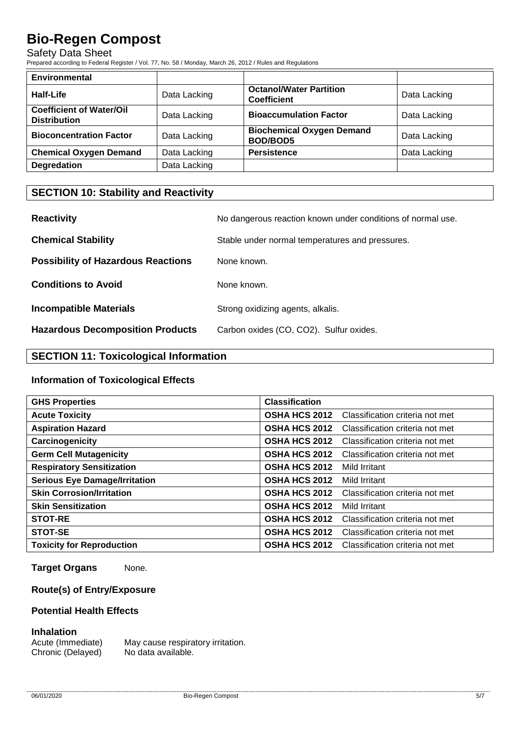| Environmental | | | |
|---|---|---|---|
| **Half-Life** | Data Lacking | **Octanol/Water Partition Coefficient** | Data Lacking |
| **Coefficient of Water/Oil Distribution** | Data Lacking | **Bioaccumulation Factor** | Data Lacking |
| **Bioconcentration Factor** | Data Lacking | **Biochemical Oxygen Demand BOD/BOD5** | Data Lacking |
| **Chemical Oxygen Demand** | Data Lacking | **Persistence** | Data Lacking |
| **Degredation** | Data Lacking | | |

## SECTION 10: Stability and Reactivity

**Reactivity** No dangerous reaction known under conditions of normal use.

**Chemical Stability** Stable under normal temperatures and pressures.

**Possibility of Hazardous Reactions** None known.

**Conditions to Avoid** None known.

**Incompatible Materials** Strong oxidizing agents, alkalis.

**Hazardous Decomposition Products** Carbon oxides (CO, $CO_2$). Sulfur oxides.

## SECTION 11: Toxicological Information

### Information of Toxicological Effects

| GHS Properties | Classification | |
|---|---|---|
| **Acute Toxicity** | **OSHA HCS 2012** | Classification criteria not met |
| **Aspiration Hazard** | **OSHA HCS 2012** | Classification criteria not met |
| **Carcinogenicity** | **OSHA HCS 2012** | Classification criteria not met |
| **Germ Cell Mutagenicity** | **OSHA HCS 2012** | Classification criteria not met |
| **Respiratory Sensitization** | **OSHA HCS 2012** | Mild Irritant |
| **Serious Eye Damage/Irritation** | **OSHA HCS 2012** | Mild Irritant |
| **Skin Corrosion/Irritation** | **OSHA HCS 2012** | Classification criteria not met |
| **Skin Sensitization** | **OSHA HCS 2012** | Mild Irritant |
| **STOT-RE** | **OSHA HCS 2012** | Classification criteria not met |
| **STOT-SE** | **OSHA HCS 2012** | Classification criteria not met |
| **Toxicity for Reproduction** | **OSHA HCS 2012** | Classification criteria not met |

**Target Organs** None.

### Route(s) of Entry/Exposure

### Potential Health Effects

#### Inhalation

Acute (Immediate) May cause respiratory irritation.

Chronic (Delayed) No data available.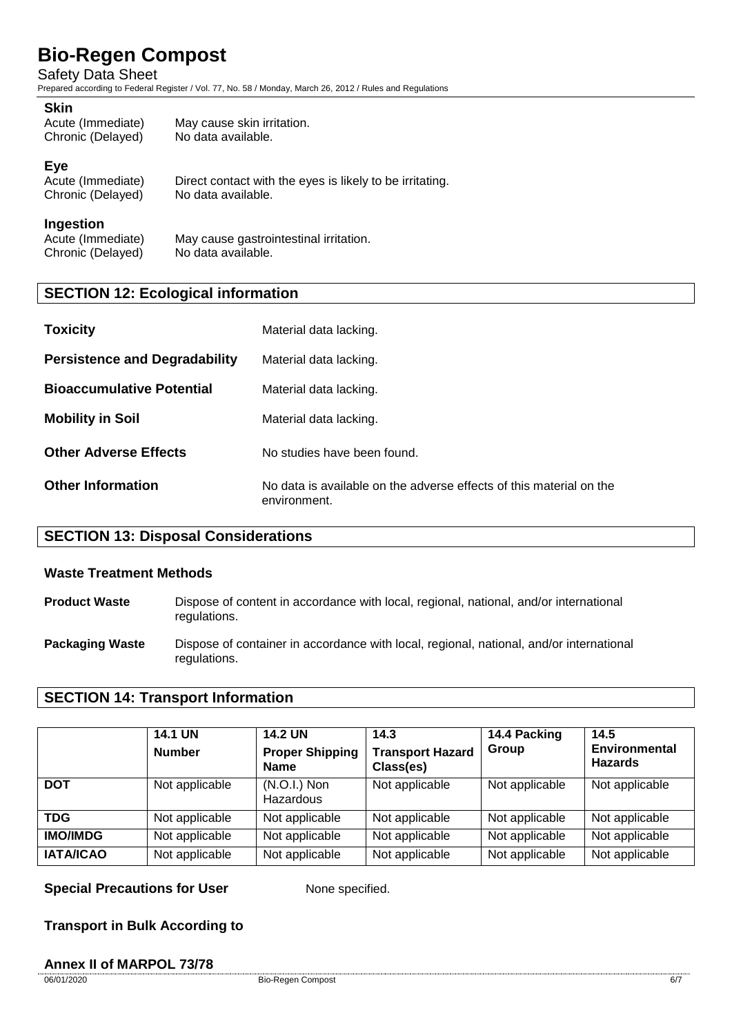**Skin**

Acute (Immediate) May cause skin irritation.
Chronic (Delayed) No data available.

**Eye**

Acute (Immediate) Direct contact with the eyes is likely to be irritating.
Chronic (Delayed) No data available.

**Ingestion**

Acute (Immediate) May cause gastrointestinal irritation.
Chronic (Delayed) No data available.

## SECTION 12: Ecological information

**Toxicity** Material data lacking.

**Persistence and Degradability** Material data lacking.

**Bioaccumulative Potential** Material data lacking.

**Mobility in Soil** Material data lacking.

**Other Adverse Effects** No studies have been found.

**Other Information** No data is available on the adverse effects of this material on the environment.

## SECTION 13: Disposal Considerations

### Waste Treatment Methods

**Product Waste** Dispose of content in accordance with local, regional, national, and/or international regulations.

**Packaging Waste** Dispose of container in accordance with local, regional, national, and/or international regulations.

## SECTION 14: Transport Information

| | 14.1 UN Number | 14.2 UN Proper Shipping Name | 14.3 Transport Hazard Class(es) | 14.4 Packing Group | 14.5 Environmental Hazards |
|---|---|---|---|---|---|
| **DOT** | Not applicable | (N.O.I.) Non Hazardous | Not applicable | Not applicable | Not applicable |
| **TDG** | Not applicable | Not applicable | Not applicable | Not applicable | Not applicable |
| **IMO/IMDG** | Not applicable | Not applicable | Not applicable | Not applicable | Not applicable |
| **IATA/ICAO** | Not applicable | Not applicable | Not applicable | Not applicable | Not applicable |

**Special Precautions for User** None specified.

**Transport in Bulk According to**

**Annex II of MARPOL 73/78**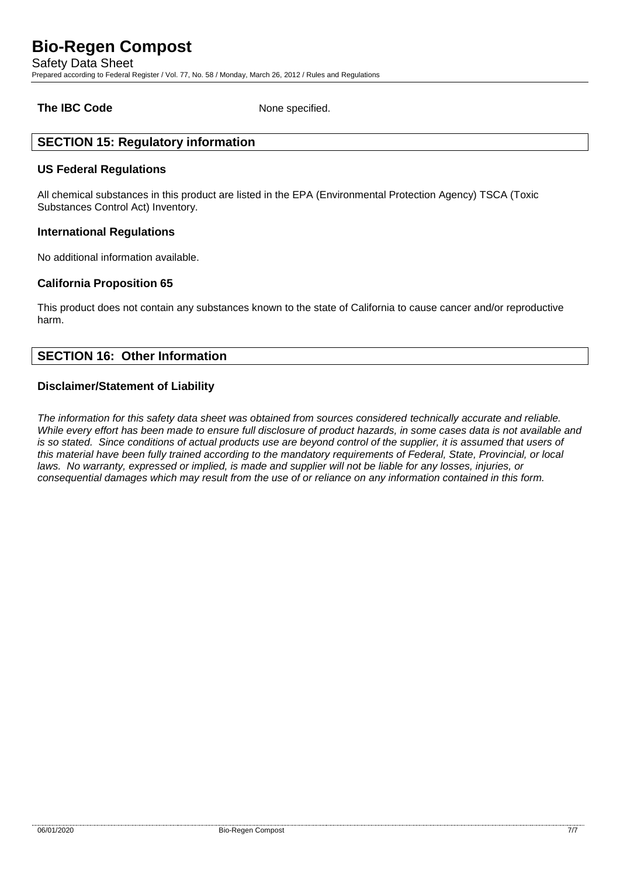**The IBC Code** None specified.

## SECTION 15: Regulatory information

### US Federal Regulations

All chemical substances in this product are listed in the EPA (Environmental Protection Agency) TSCA (Toxic Substances Control Act) Inventory.

### International Regulations

No additional information available.

### California Proposition 65

This product does not contain any substances known to the state of California to cause cancer and/or reproductive harm.

## SECTION 16: Other Information

### Disclaimer/Statement of Liability

*The information for this safety data sheet was obtained from sources considered technically accurate and reliable. While every effort has been made to ensure full disclosure of product hazards, in some cases data is not available and is so stated. Since conditions of actual products use are beyond control of the supplier, it is assumed that users of this material have been fully trained according to the mandatory requirements of Federal, State, Provincial, or local laws. No warranty, expressed or implied, is made and supplier will not be liable for any losses, injuries, or consequential damages which may result from the use of or reliance on any information contained in this form.*